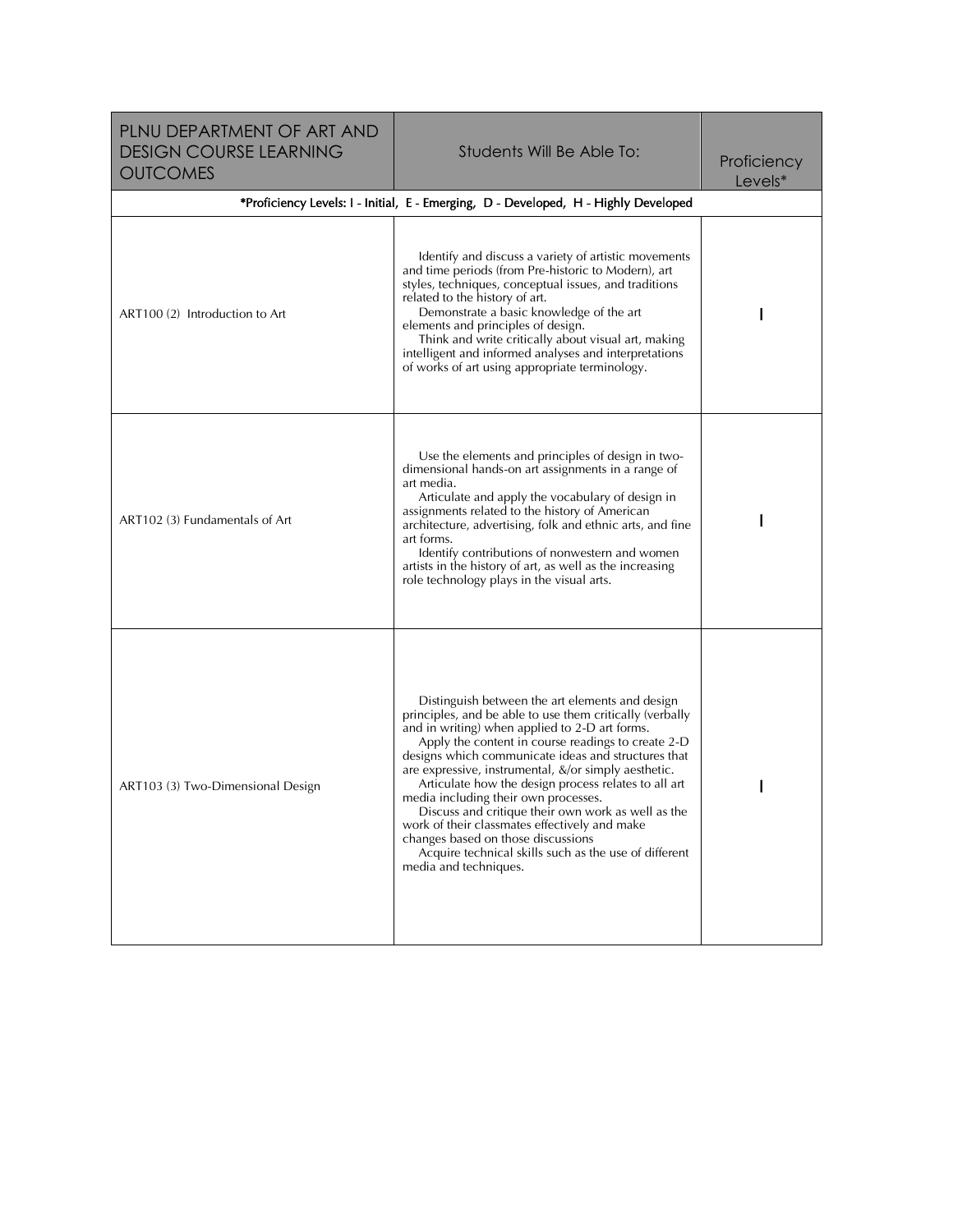| PLNU DEPARTMENT OF ART AND DESIGN COURSE LEARNING OUTCOMES | Students Will Be Able To: | Proficiency Levels* |
|---|---|---|
| *Proficiency Levels: I - Initial, E - Emerging, D - Developed, H - Highly Developed | | |
| ART100 (2) Introduction to Art | Identify and discuss a variety of artistic movements and time periods (from Pre-historic to Modern), art styles, techniques, conceptual issues, and traditions related to the history of art.<br>Demonstrate a basic knowledge of the art elements and principles of design.<br>Think and write critically about visual art, making intelligent and informed analyses and interpretations of works of art using appropriate terminology. | I |
| ART102 (3) Fundamentals of Art | Use the elements and principles of design in two-dimensional hands-on art assignments in a range of art media.<br>Articulate and apply the vocabulary of design in assignments related to the history of American architecture, advertising, folk and ethnic arts, and fine art forms.<br>Identify contributions of nonwestern and women artists in the history of art, as well as the increasing role technology plays in the visual arts. | I |
| ART103 (3) Two-Dimensional Design | Distinguish between the art elements and design principles, and be able to use them critically (verbally and in writing) when applied to 2-D art forms.<br>Apply the content in course readings to create 2-D designs which communicate ideas and structures that are expressive, instrumental, &/or simply aesthetic.<br>Articulate how the design process relates to all art media including their own processes.<br>Discuss and critique their own work as well as the work of their classmates effectively and make changes based on those discussions<br>Acquire technical skills such as the use of different media and techniques. | I |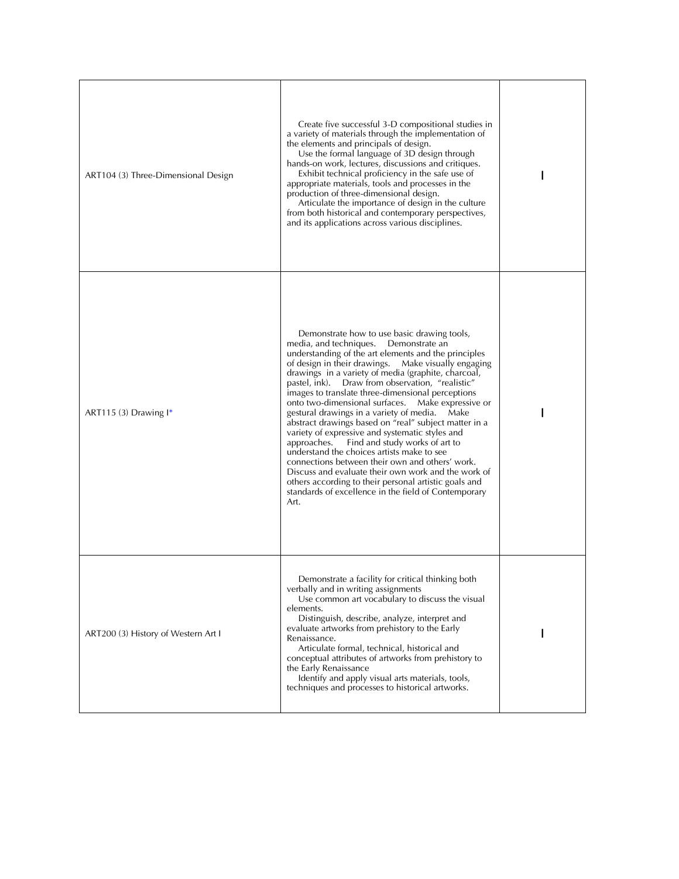| | | |
|---|---|---|
| ART104 (3) Three-Dimensional Design | Create five successful 3-D compositional studies in a variety of materials through the implementation of the elements and principals of design. Use the formal language of 3D design through hands-on work, lectures, discussions and critiques. Exhibit technical proficiency in the safe use of appropriate materials, tools and processes in the production of three-dimensional design. Articulate the importance of design in the culture from both historical and contemporary perspectives, and its applications across various disciplines. | I |
| ART115 (3) Drawing I* | Demonstrate how to use basic drawing tools, media, and techniques. Demonstrate an understanding of the art elements and the principles of design in their drawings. Make visually engaging drawings in a variety of media (graphite, charcoal, pastel, ink). Draw from observation, "realistic" images to translate three-dimensional perceptions onto two-dimensional surfaces. Make expressive or gestural drawings in a variety of media. Make abstract drawings based on "real" subject matter in a variety of expressive and systematic styles and approaches. Find and study works of art to understand the choices artists make to see connections between their own and others' work. Discuss and evaluate their own work and the work of others according to their personal artistic goals and standards of excellence in the field of Contemporary Art. | I |
| ART200 (3) History of Western Art I | Demonstrate a facility for critical thinking both verbally and in writing assignments Use common art vocabulary to discuss the visual elements. Distinguish, describe, analyze, interpret and evaluate artworks from prehistory to the Early Renaissance. Articulate formal, technical, historical and conceptual attributes of artworks from prehistory to the Early Renaissance Identify and apply visual arts materials, tools, techniques and processes to historical artworks. | I |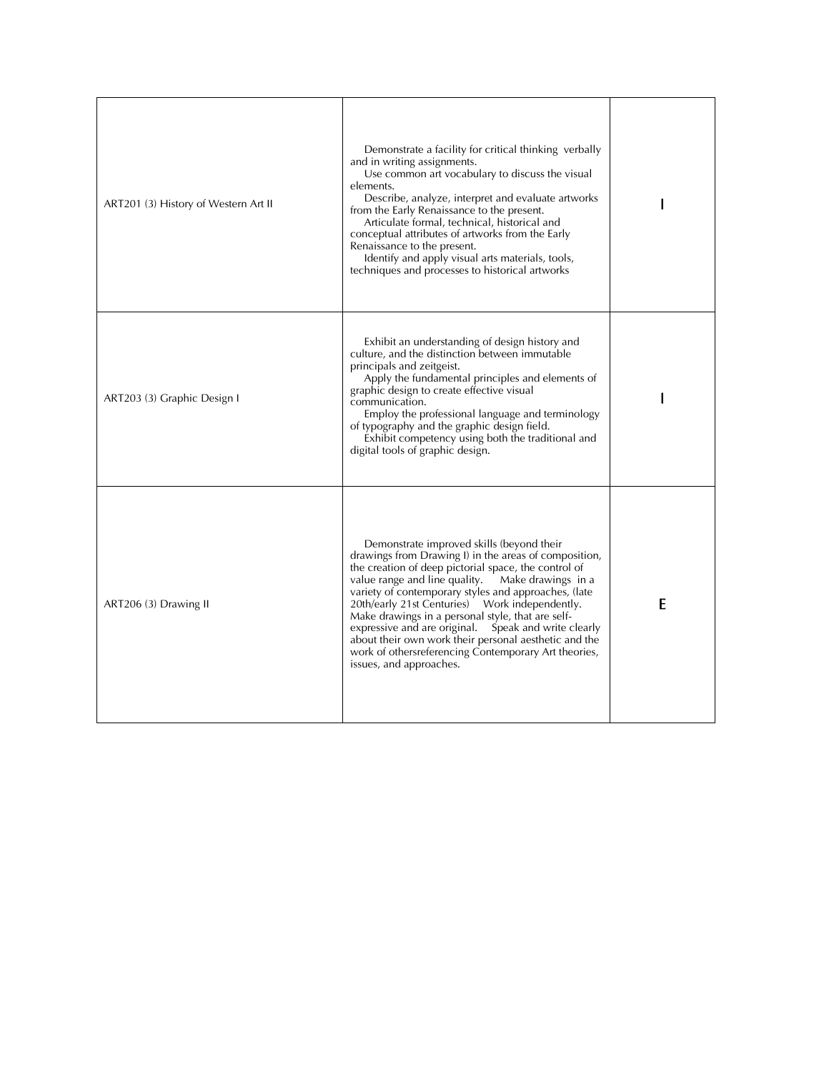| | | |
|---|---|---|
| ART201 (3) History of Western Art II | Demonstrate a facility for critical thinking verbally and in writing assignments. Use common art vocabulary to discuss the visual elements. Describe, analyze, interpret and evaluate artworks from the Early Renaissance to the present. Articulate formal, technical, historical and conceptual attributes of artworks from the Early Renaissance to the present. Identify and apply visual arts materials, tools, techniques and processes to historical artworks | I |
| ART203 (3) Graphic Design I | Exhibit an understanding of design history and culture, and the distinction between immutable principals and zeitgeist. Apply the fundamental principles and elements of graphic design to create effective visual communication. Employ the professional language and terminology of typography and the graphic design field. Exhibit competency using both the traditional and digital tools of graphic design. | I |
| ART206 (3) Drawing II | Demonstrate improved skills (beyond their drawings from Drawing I) in the areas of composition, the creation of deep pictorial space, the control of value range and line quality. Make drawings in a variety of contemporary styles and approaches, (late 20th/early 21st Centuries) Work independently. Make drawings in a personal style, that are self-expressive and are original. Speak and write clearly about their own work their personal aesthetic and the work of othersreferencing Contemporary Art theories, issues, and approaches. | E |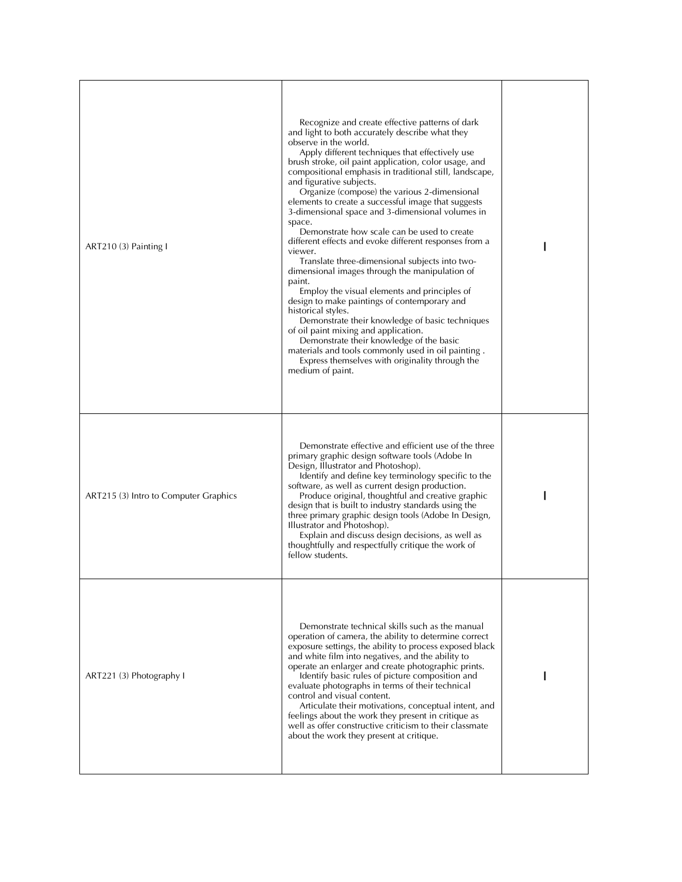| | | |
|---|---|---|
| ART210 (3) Painting I | Recognize and create effective patterns of dark and light to both accurately describe what they observe in the world.<br>Apply different techniques that effectively use brush stroke, oil paint application, color usage, and compositional emphasis in traditional still, landscape, and figurative subjects.<br>Organize (compose) the various 2-dimensional elements to create a successful image that suggests 3-dimensional space and 3-dimensional volumes in space.<br>Demonstrate how scale can be used to create different effects and evoke different responses from a viewer.<br>Translate three-dimensional subjects into two-dimensional images through the manipulation of paint.<br>Employ the visual elements and principles of design to make paintings of contemporary and historical styles.<br>Demonstrate their knowledge of basic techniques of oil paint mixing and application.<br>Demonstrate their knowledge of the basic materials and tools commonly used in oil painting .<br>Express themselves with originality through the medium of paint. | I |
| ART215 (3) Intro to Computer Graphics | Demonstrate effective and efficient use of the three primary graphic design software tools (Adobe In Design, Illustrator and Photoshop).<br>Identify and define key terminology specific to the software, as well as current design production.<br>Produce original, thoughtful and creative graphic design that is built to industry standards using the three primary graphic design tools (Adobe In Design, Illustrator and Photoshop).<br>Explain and discuss design decisions, as well as thoughtfully and respectfully critique the work of fellow students. | I |
| ART221 (3) Photography I | Demonstrate technical skills such as the manual operation of camera, the ability to determine correct exposure settings, the ability to process exposed black and white film into negatives, and the ability to operate an enlarger and create photographic prints.<br>Identify basic rules of picture composition and evaluate photographs in terms of their technical control and visual content.<br>Articulate their motivations, conceptual intent, and feelings about the work they present in critique as well as offer constructive criticism to their classmate about the work they present at critique. | I |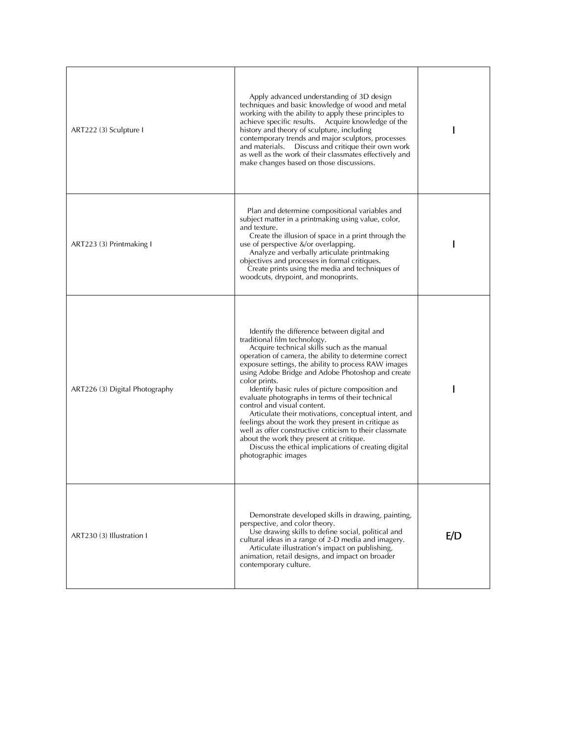| | | |
|---|---|---|
| ART222 (3) Sculpture I | Apply advanced understanding of 3D design techniques and basic knowledge of wood and metal working with the ability to apply these principles to achieve specific results. Acquire knowledge of the history and theory of sculpture, including contemporary trends and major sculptors, processes and materials. Discuss and critique their own work as well as the work of their classmates effectively and make changes based on those discussions. | I |
| ART223 (3) Printmaking I | Plan and determine compositional variables and subject matter in a printmaking using value, color, and texture.<br>Create the illusion of space in a print through the use of perspective &/or overlapping.<br>Analyze and verbally articulate printmaking objectives and processes in formal critiques.<br>Create prints using the media and techniques of woodcuts, drypoint, and monoprints. | I |
| ART226 (3) Digital Photography | Identify the difference between digital and traditional film technology.<br>Acquire technical skills such as the manual operation of camera, the ability to determine correct exposure settings, the ability to process RAW images using Adobe Bridge and Adobe Photoshop and create color prints.<br>Identify basic rules of picture composition and evaluate photographs in terms of their technical control and visual content.<br>Articulate their motivations, conceptual intent, and feelings about the work they present in critique as well as offer constructive criticism to their classmate about the work they present at critique.<br>Discuss the ethical implications of creating digital photographic images | I |
| ART230 (3) Illustration I | Demonstrate developed skills in drawing, painting, perspective, and color theory.<br>Use drawing skills to define social, political and cultural ideas in a range of 2-D media and imagery.<br>Articulate illustration's impact on publishing, animation, retail designs, and impact on broader contemporary culture. | E/D |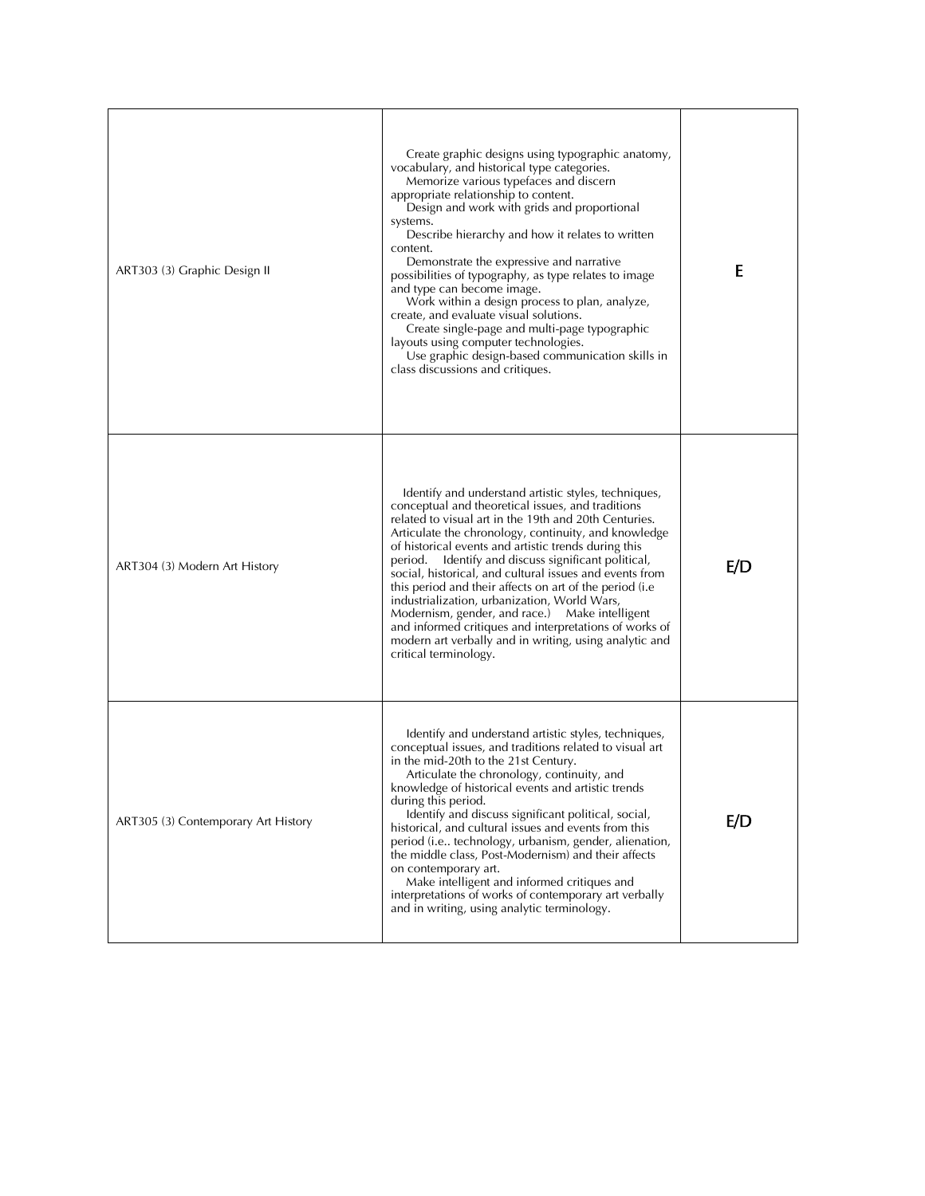| | | |
|---|---|---|
| ART303 (3) Graphic Design II | Create graphic designs using typographic anatomy, vocabulary, and historical type categories.<br>Memorize various typefaces and discern appropriate relationship to content.<br>Design and work with grids and proportional systems.<br>Describe hierarchy and how it relates to written content.<br>Demonstrate the expressive and narrative possibilities of typography, as type relates to image and type can become image.<br>Work within a design process to plan, analyze, create, and evaluate visual solutions.<br>Create single-page and multi-page typographic layouts using computer technologies.<br>Use graphic design-based communication skills in class discussions and critiques. | E |
| ART304 (3) Modern Art History | Identify and understand artistic styles, techniques, conceptual and theoretical issues, and traditions related to visual art in the 19th and 20th Centuries. Articulate the chronology, continuity, and knowledge of historical events and artistic trends during this period. Identify and discuss significant political, social, historical, and cultural issues and events from this period and their affects on art of the period (i.e industrialization, urbanization, World Wars, Modernism, gender, and race.) Make intelligent and informed critiques and interpretations of works of modern art verbally and in writing, using analytic and critical terminology. | E/D |
| ART305 (3) Contemporary Art History | Identify and understand artistic styles, techniques, conceptual issues, and traditions related to visual art in the mid-20th to the 21st Century.<br>Articulate the chronology, continuity, and knowledge of historical events and artistic trends during this period.<br>Identify and discuss significant political, social, historical, and cultural issues and events from this period (i.e.. technology, urbanism, gender, alienation, the middle class, Post-Modernism) and their affects on contemporary art.<br>Make intelligent and informed critiques and interpretations of works of contemporary art verbally and in writing, using analytic terminology. | E/D |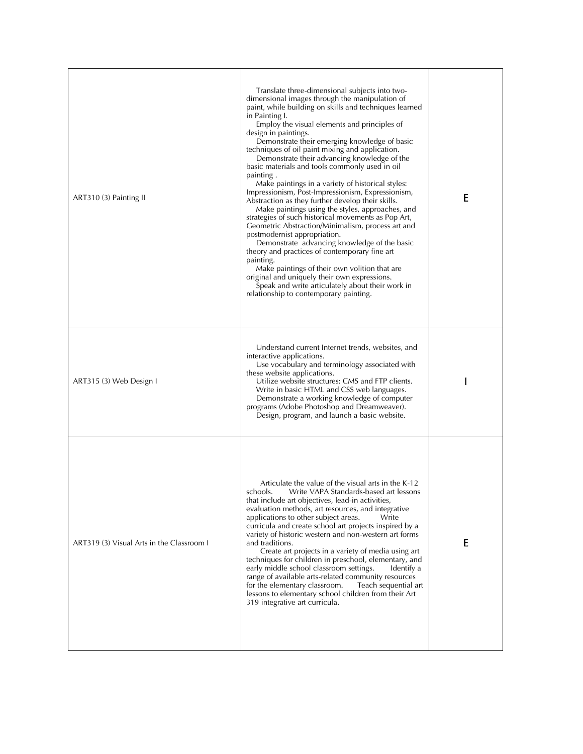| | | |
|---|---|---|
| ART310 (3) Painting II | Translate three-dimensional subjects into two-dimensional images through the manipulation of paint, while building on skills and techniques learned in Painting I.<br>Employ the visual elements and principles of design in paintings.<br>Demonstrate their emerging knowledge of basic techniques of oil paint mixing and application.<br>Demonstrate their advancing knowledge of the basic materials and tools commonly used in oil painting .<br>Make paintings in a variety of historical styles: Impressionism, Post-Impressionism, Expressionism, Abstraction as they further develop their skills.<br>Make paintings using the styles, approaches, and strategies of such historical movements as Pop Art, Geometric Abstraction/Minimalism, process art and postmodernist appropriation.<br>Demonstrate advancing knowledge of the basic theory and practices of contemporary fine art painting.<br>Make paintings of their own volition that are original and uniquely their own expressions.<br>Speak and write articulately about their work in relationship to contemporary painting. | E |
| ART315 (3) Web Design I | Understand current Internet trends, websites, and interactive applications.<br>Use vocabulary and terminology associated with these website applications.<br>Utilize website structures: CMS and FTP clients.<br>Write in basic HTML and CSS web languages.<br>Demonstrate a working knowledge of computer programs (Adobe Photoshop and Dreamweaver).<br>Design, program, and launch a basic website. | I |
| ART319 (3) Visual Arts in the Classroom I | Articulate the value of the visual arts in the K-12 schools. Write VAPA Standards-based art lessons that include art objectives, lead-in activities, evaluation methods, art resources, and integrative applications to other subject areas. Write curricula and create school art projects inspired by a variety of historic western and non-western art forms and traditions.<br>Create art projects in a variety of media using art techniques for children in preschool, elementary, and early middle school classroom settings. Identify a range of available arts-related community resources for the elementary classroom. Teach sequential art lessons to elementary school children from their Art 319 integrative art curricula. | E |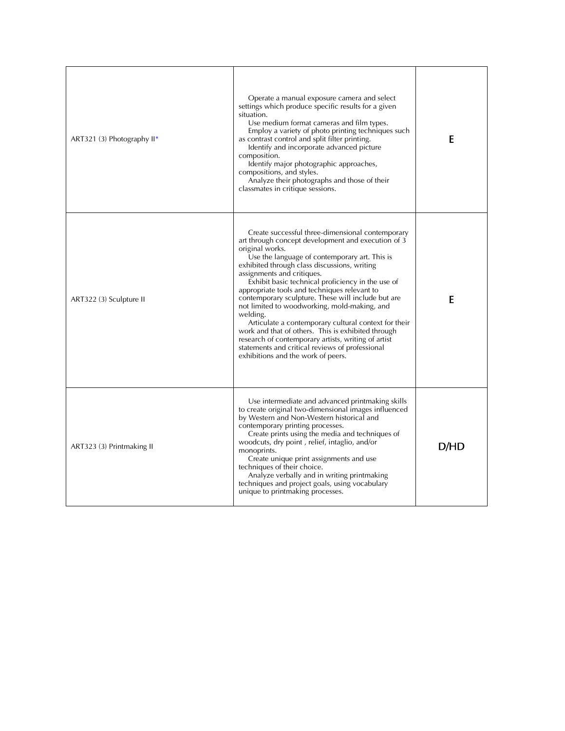| | | |
|---|---|---|
| ART321 (3) Photography II* | Operate a manual exposure camera and select settings which produce specific results for a given situation.<br>Use medium format cameras and film types.<br>Employ a variety of photo printing techniques such as contrast control and split filter printing.<br>Identify and incorporate advanced picture composition.<br>Identify major photographic approaches, compositions, and styles.<br>Analyze their photographs and those of their classmates in critique sessions. | E |
| ART322 (3) Sculpture II | Create successful three-dimensional contemporary art through concept development and execution of 3 original works.<br>Use the language of contemporary art. This is exhibited through class discussions, writing assignments and critiques.<br>Exhibit basic technical proficiency in the use of appropriate tools and techniques relevant to contemporary sculpture. These will include but are not limited to woodworking, mold-making, and welding.<br>Articulate a contemporary cultural context for their work and that of others. This is exhibited through research of contemporary artists, writing of artist statements and critical reviews of professional exhibitions and the work of peers. | E |
| ART323 (3) Printmaking II | Use intermediate and advanced printmaking skills to create original two-dimensional images influenced by Western and Non-Western historical and contemporary printing processes.<br>Create prints using the media and techniques of woodcuts, dry point , relief, intaglio, and/or monoprints.<br>Create unique print assignments and use techniques of their choice.<br>Analyze verbally and in writing printmaking techniques and project goals, using vocabulary unique to printmaking processes. | D/HD |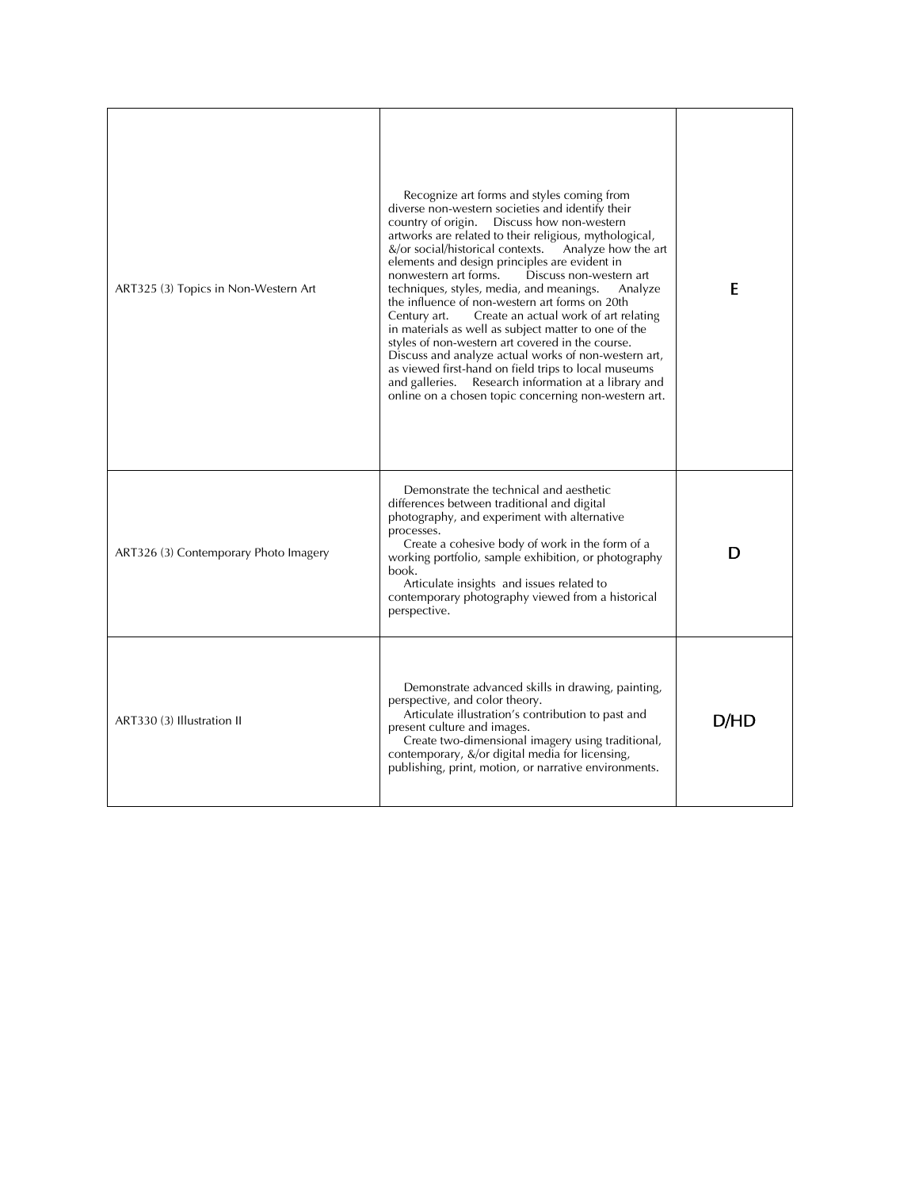| | | |
|---|---|---|
| ART325 (3) Topics in Non-Western Art | Recognize art forms and styles coming from diverse non-western societies and identify their country of origin. Discuss how non-western artworks are related to their religious, mythological, &/or social/historical contexts. Analyze how the art elements and design principles are evident in nonwestern art forms. Discuss non-western art techniques, styles, media, and meanings. Analyze the influence of non-western art forms on 20th Century art. Create an actual work of art relating in materials as well as subject matter to one of the styles of non-western art covered in the course. Discuss and analyze actual works of non-western art, as viewed first-hand on field trips to local museums and galleries. Research information at a library and online on a chosen topic concerning non-western art. | E |
| ART326 (3) Contemporary Photo Imagery | Demonstrate the technical and aesthetic differences between traditional and digital photography, and experiment with alternative processes.<br>Create a cohesive body of work in the form of a working portfolio, sample exhibition, or photography book.<br>Articulate insights and issues related to contemporary photography viewed from a historical perspective. | D |
| ART330 (3) Illustration II | Demonstrate advanced skills in drawing, painting, perspective, and color theory.<br>Articulate illustration's contribution to past and present culture and images.<br>Create two-dimensional imagery using traditional, contemporary, &/or digital media for licensing, publishing, print, motion, or narrative environments. | D/HD |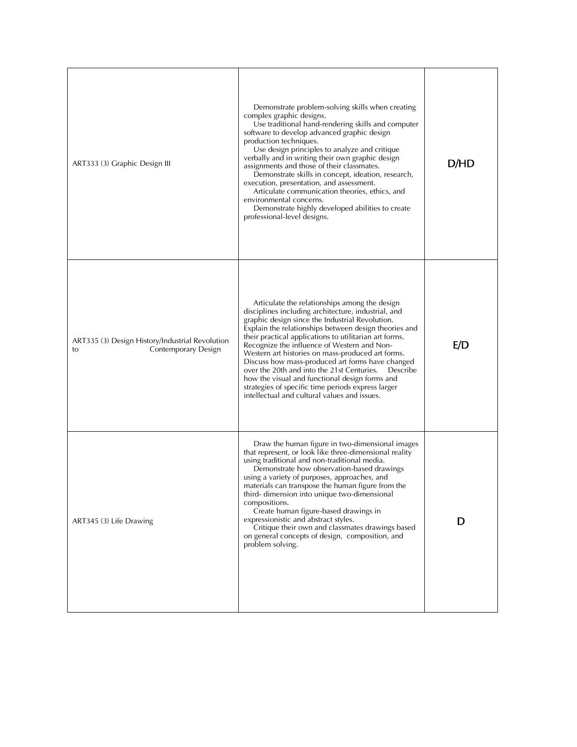| | | |
|---|---|---|
| ART333 (3) Graphic Design III | Demonstrate problem-solving skills when creating complex graphic designs.<br>Use traditional hand-rendering skills and computer software to develop advanced graphic design production techniques.<br>Use design principles to analyze and critique verbally and in writing their own graphic design assignments and those of their classmates.<br>Demonstrate skills in concept, ideation, research, execution, presentation, and assessment.<br>Articulate communication theories, ethics, and environmental concerns.<br>Demonstrate highly developed abilities to create professional-level designs. | D/HD |
| ART335 (3) Design History/Industrial Revolution to Contemporary Design | Articulate the relationships among the design disciplines including architecture, industrial, and graphic design since the Industrial Revolution. Explain the relationships between design theories and their practical applications to utilitarian art forms. Recognize the influence of Western and Non-Western art histories on mass-produced art forms. Discuss how mass-produced art forms have changed over the 20th and into the 21st Centuries. Describe how the visual and functional design forms and strategies of specific time periods express larger intellectual and cultural values and issues. | E/D |
| ART345 (3) Life Drawing | Draw the human figure in two-dimensional images that represent, or look like three-dimensional reality using traditional and non-traditional media.<br>Demonstrate how observation-based drawings using a variety of purposes, approaches, and materials can transpose the human figure from the third- dimension into unique two-dimensional compositions.<br>Create human figure-based drawings in expressionistic and abstract styles.<br>Critique their own and classmates drawings based on general concepts of design, composition, and problem solving. | D |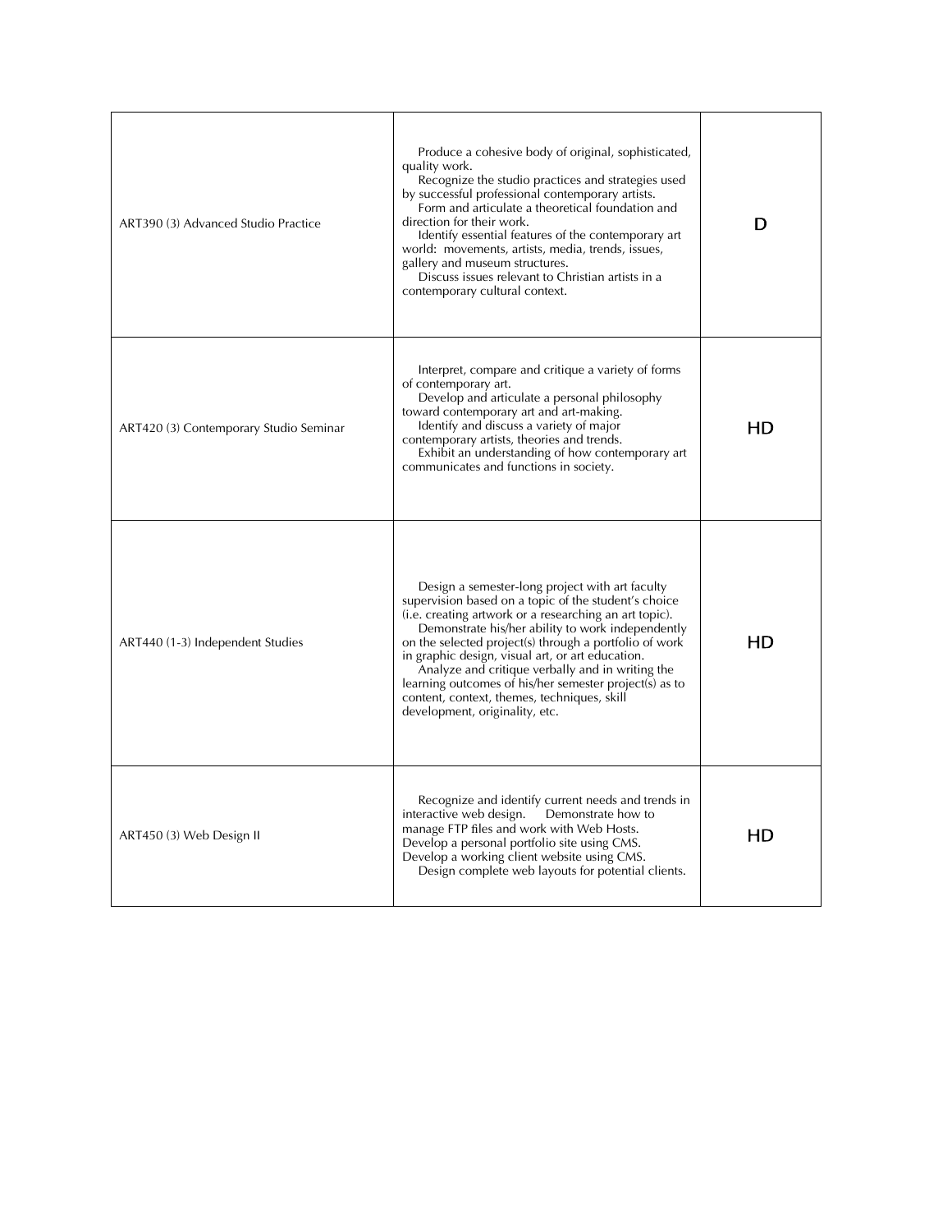| | | |
|---|---|---|
| ART390 (3) Advanced Studio Practice | Produce a cohesive body of original, sophisticated, quality work.<br>Recognize the studio practices and strategies used by successful professional contemporary artists.<br>Form and articulate a theoretical foundation and direction for their work.<br>Identify essential features of the contemporary art world: movements, artists, media, trends, issues, gallery and museum structures.<br>Discuss issues relevant to Christian artists in a contemporary cultural context. | D |
| ART420 (3) Contemporary Studio Seminar | Interpret, compare and critique a variety of forms of contemporary art.<br>Develop and articulate a personal philosophy toward contemporary art and art-making.<br>Identify and discuss a variety of major contemporary artists, theories and trends.<br>Exhibit an understanding of how contemporary art communicates and functions in society. | HD |
| ART440 (1-3) Independent Studies | Design a semester-long project with art faculty supervision based on a topic of the student's choice (i.e. creating artwork or a researching an art topic).<br>Demonstrate his/her ability to work independently on the selected project(s) through a portfolio of work in graphic design, visual art, or art education.<br>Analyze and critique verbally and in writing the learning outcomes of his/her semester project(s) as to content, context, themes, techniques, skill development, originality, etc. | HD |
| ART450 (3) Web Design II | Recognize and identify current needs and trends in interactive web design. Demonstrate how to manage FTP files and work with Web Hosts.<br>Develop a personal portfolio site using CMS.<br>Develop a working client website using CMS.<br>Design complete web layouts for potential clients. | HD |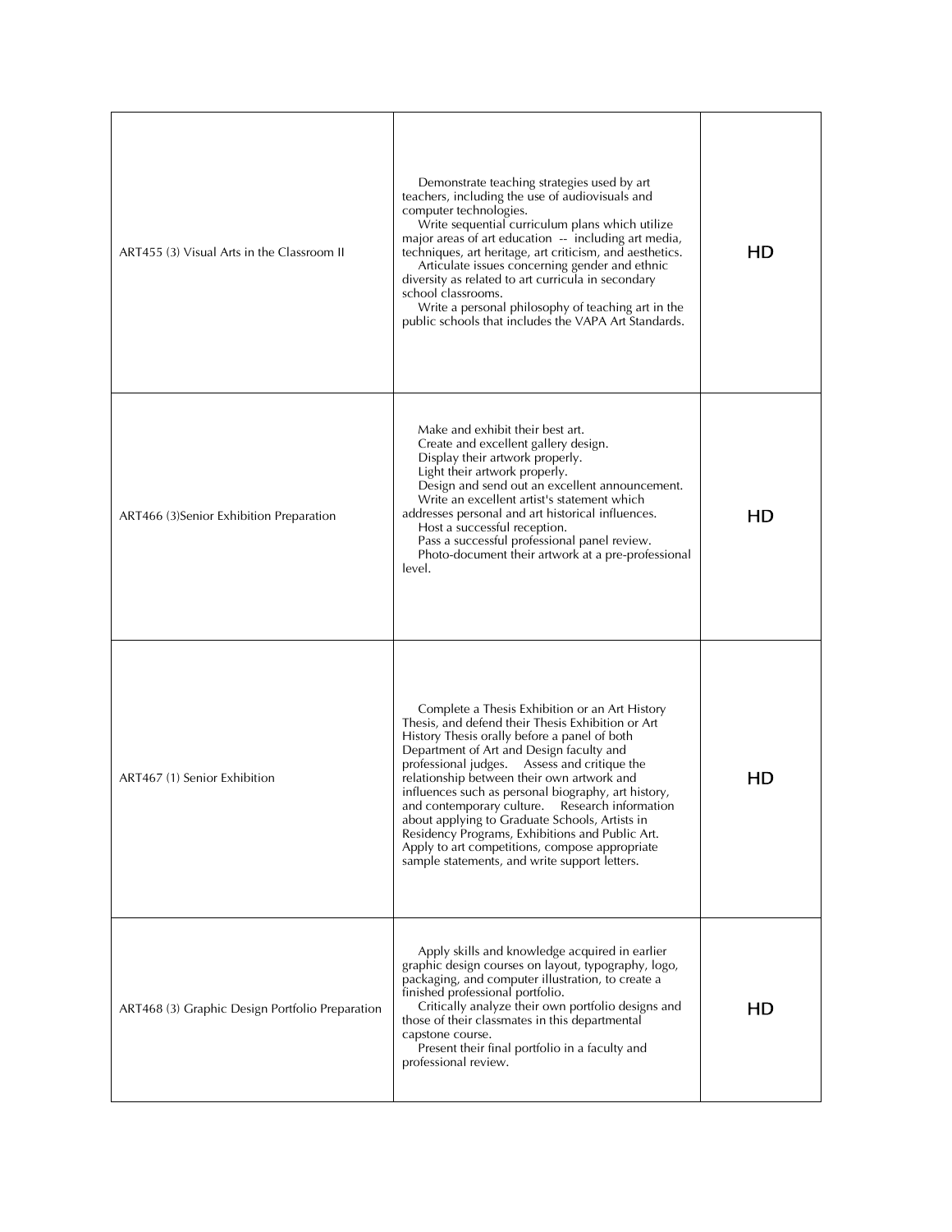| | | |
|---|---|---|
| ART455 (3) Visual Arts in the Classroom II | Demonstrate teaching strategies used by art teachers, including the use of audiovisuals and computer technologies.<br>Write sequential curriculum plans which utilize major areas of art education -- including art media, techniques, art heritage, art criticism, and aesthetics.<br>Articulate issues concerning gender and ethnic diversity as related to art curricula in secondary school classrooms.<br>Write a personal philosophy of teaching art in the public schools that includes the VAPA Art Standards. | HD |
| ART466 (3)Senior Exhibition Preparation | Make and exhibit their best art.<br>Create and excellent gallery design.<br>Display their artwork properly.<br>Light their artwork properly.<br>Design and send out an excellent announcement.<br>Write an excellent artist's statement which addresses personal and art historical influences.<br>Host a successful reception.<br>Pass a successful professional panel review.<br>Photo-document their artwork at a pre-professional level. | HD |
| ART467 (1) Senior Exhibition | Complete a Thesis Exhibition or an Art History Thesis, and defend their Thesis Exhibition or Art History Thesis orally before a panel of both Department of Art and Design faculty and professional judges. Assess and critique the relationship between their own artwork and influences such as personal biography, art history, and contemporary culture. Research information about applying to Graduate Schools, Artists in Residency Programs, Exhibitions and Public Art. Apply to art competitions, compose appropriate sample statements, and write support letters. | HD |
| ART468 (3) Graphic Design Portfolio Preparation | Apply skills and knowledge acquired in earlier graphic design courses on layout, typography, logo, packaging, and computer illustration, to create a finished professional portfolio.<br>Critically analyze their own portfolio designs and those of their classmates in this departmental capstone course.<br>Present their final portfolio in a faculty and professional review. | HD |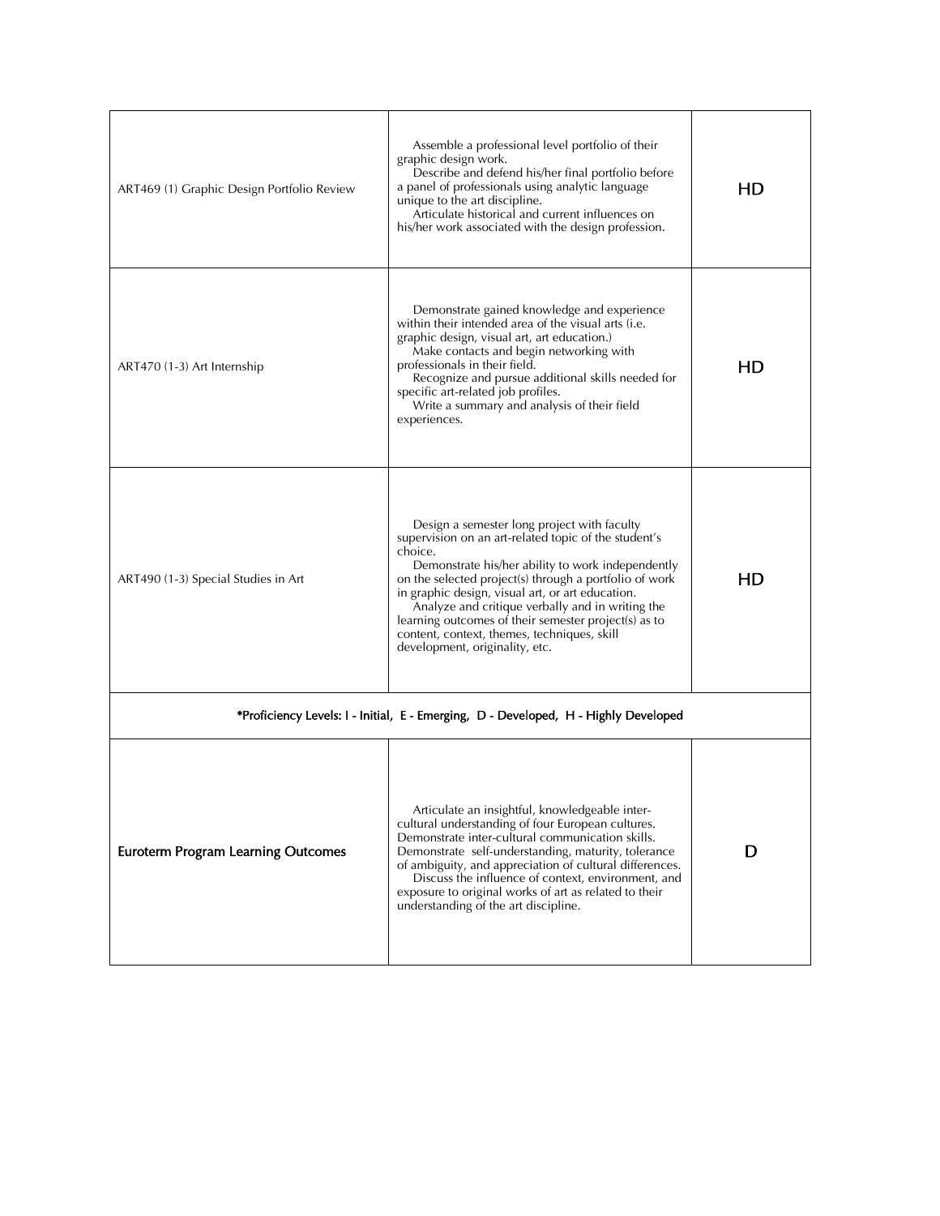| | | |
|---|---|---|
| ART469 (1) Graphic Design Portfolio Review | Assemble a professional level portfolio of their graphic design work.<br>Describe and defend his/her final portfolio before a panel of professionals using analytic language unique to the art discipline.<br>Articulate historical and current influences on his/her work associated with the design profession. | HD |
| ART470 (1-3) Art Internship | Demonstrate gained knowledge and experience within their intended area of the visual arts (i.e. graphic design, visual art, art education.)<br>Make contacts and begin networking with professionals in their field.<br>Recognize and pursue additional skills needed for specific art-related job profiles.<br>Write a summary and analysis of their field experiences. | HD |
| ART490 (1-3) Special Studies in Art | Design a semester long project with faculty supervision on an art-related topic of the student's choice.<br>Demonstrate his/her ability to work independently on the selected project(s) through a portfolio of work in graphic design, visual art, or art education.<br>Analyze and critique verbally and in writing the learning outcomes of their semester project(s) as to content, context, themes, techniques, skill development, originality, etc. | HD |
| *Proficiency Levels: I - Initial, E - Emerging, D - Developed, H - Highly Developed | | |
| **Euroterm Program Learning Outcomes** | Articulate an insightful, knowledgeable inter-cultural understanding of four European cultures. Demonstrate inter-cultural communication skills. Demonstrate self-understanding, maturity, tolerance of ambiguity, and appreciation of cultural differences.<br>Discuss the influence of context, environment, and exposure to original works of art as related to their understanding of the art discipline. | D |